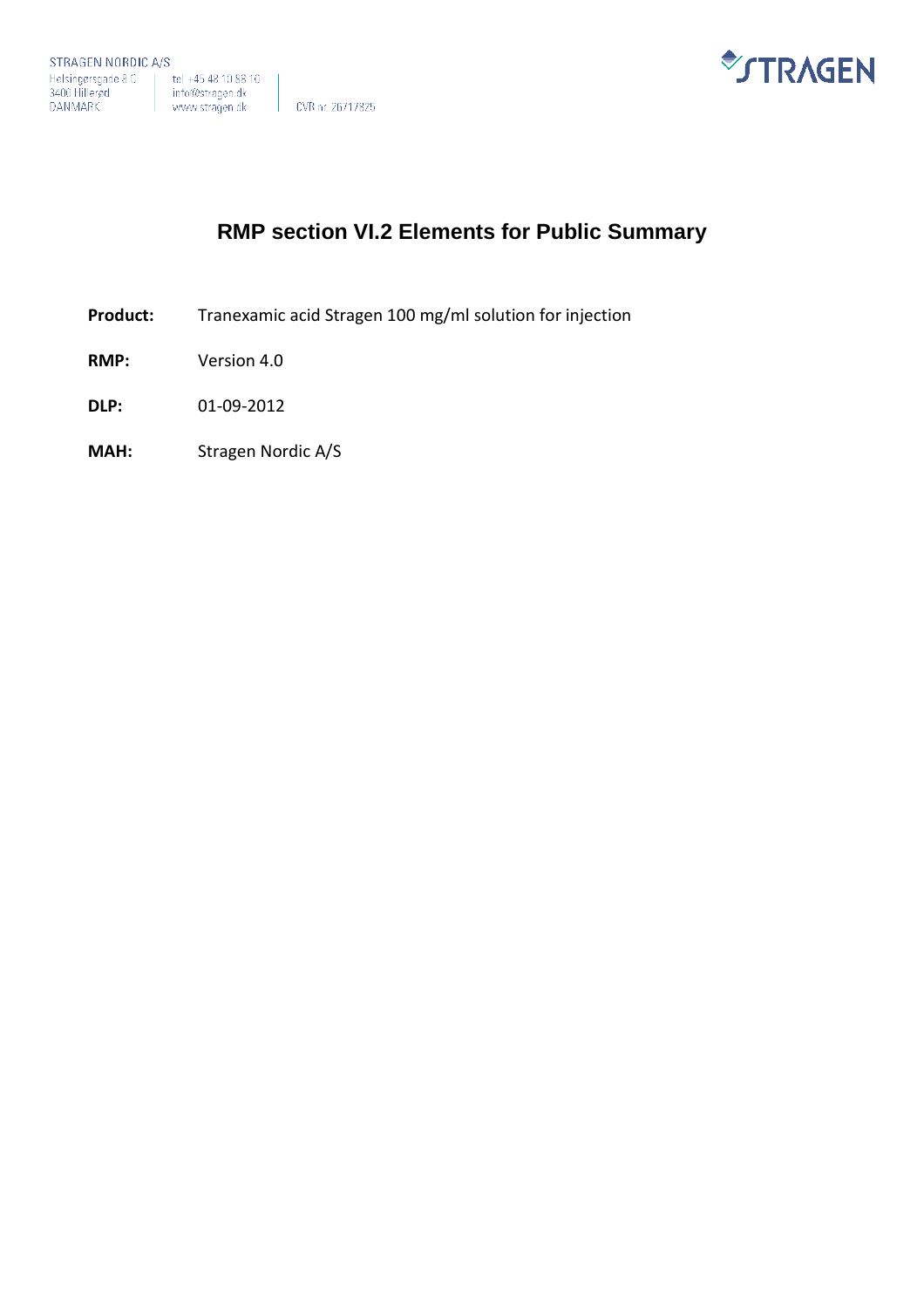STRAGEN NORDIC A/S
Helsingørsgade 8 C
3400 Hillerød
DANMARK

tel +45 48 10 88 10
info@stragen.dk
www.stragen.dk

CVR nr. 26717825

# RMP section VI.2 Elements for Public Summary

**Product:** Tranexamic acid Stragen 100 mg/ml solution for injection

**RMP:** Version 4.0

**DLP:** 01-09-2012

**MAH:** Stragen Nordic A/S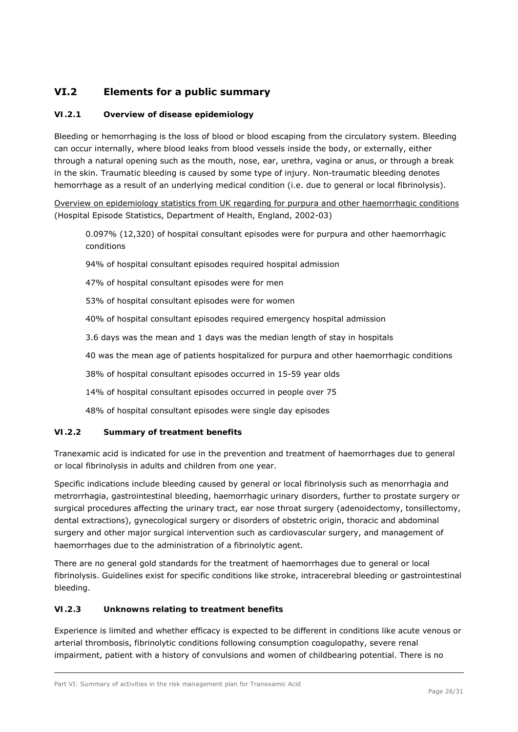## VI.2 Elements for a public summary

### VI.2.1 Overview of disease epidemiology

Bleeding or hemorrhaging is the loss of blood or blood escaping from the circulatory system. Bleeding can occur internally, where blood leaks from blood vessels inside the body, or externally, either through a natural opening such as the mouth, nose, ear, urethra, vagina or anus, or through a break in the skin. Traumatic bleeding is caused by some type of injury. Non-traumatic bleeding denotes hemorrhage as a result of an underlying medical condition (i.e. due to general or local fibrinolysis).

Overview on epidemiology statistics from UK regarding for purpura and other haemorrhagic conditions (Hospital Episode Statistics, Department of Health, England, 2002-03)

0.097% (12,320) of hospital consultant episodes were for purpura and other haemorrhagic conditions

94% of hospital consultant episodes required hospital admission

47% of hospital consultant episodes were for men

53% of hospital consultant episodes were for women

40% of hospital consultant episodes required emergency hospital admission

3.6 days was the mean and 1 days was the median length of stay in hospitals

40 was the mean age of patients hospitalized for purpura and other haemorrhagic conditions

38% of hospital consultant episodes occurred in 15-59 year olds

14% of hospital consultant episodes occurred in people over 75

48% of hospital consultant episodes were single day episodes

### VI.2.2 Summary of treatment benefits

Tranexamic acid is indicated for use in the prevention and treatment of haemorrhages due to general or local fibrinolysis in adults and children from one year.

Specific indications include bleeding caused by general or local fibrinolysis such as menorrhagia and metrorrhagia, gastrointestinal bleeding, haemorrhagic urinary disorders, further to prostate surgery or surgical procedures affecting the urinary tract, ear nose throat surgery (adenoidectomy, tonsillectomy, dental extractions), gynecological surgery or disorders of obstetric origin, thoracic and abdominal surgery and other major surgical intervention such as cardiovascular surgery, and management of haemorrhages due to the administration of a fibrinolytic agent.

There are no general gold standards for the treatment of haemorrhages due to general or local fibrinolysis. Guidelines exist for specific conditions like stroke, intracerebral bleeding or gastrointestinal bleeding.

### VI.2.3 Unknowns relating to treatment benefits

Experience is limited and whether efficacy is expected to be different in conditions like acute venous or arterial thrombosis, fibrinolytic conditions following consumption coagulopathy, severe renal impairment, patient with a history of convulsions and women of childbearing potential. There is no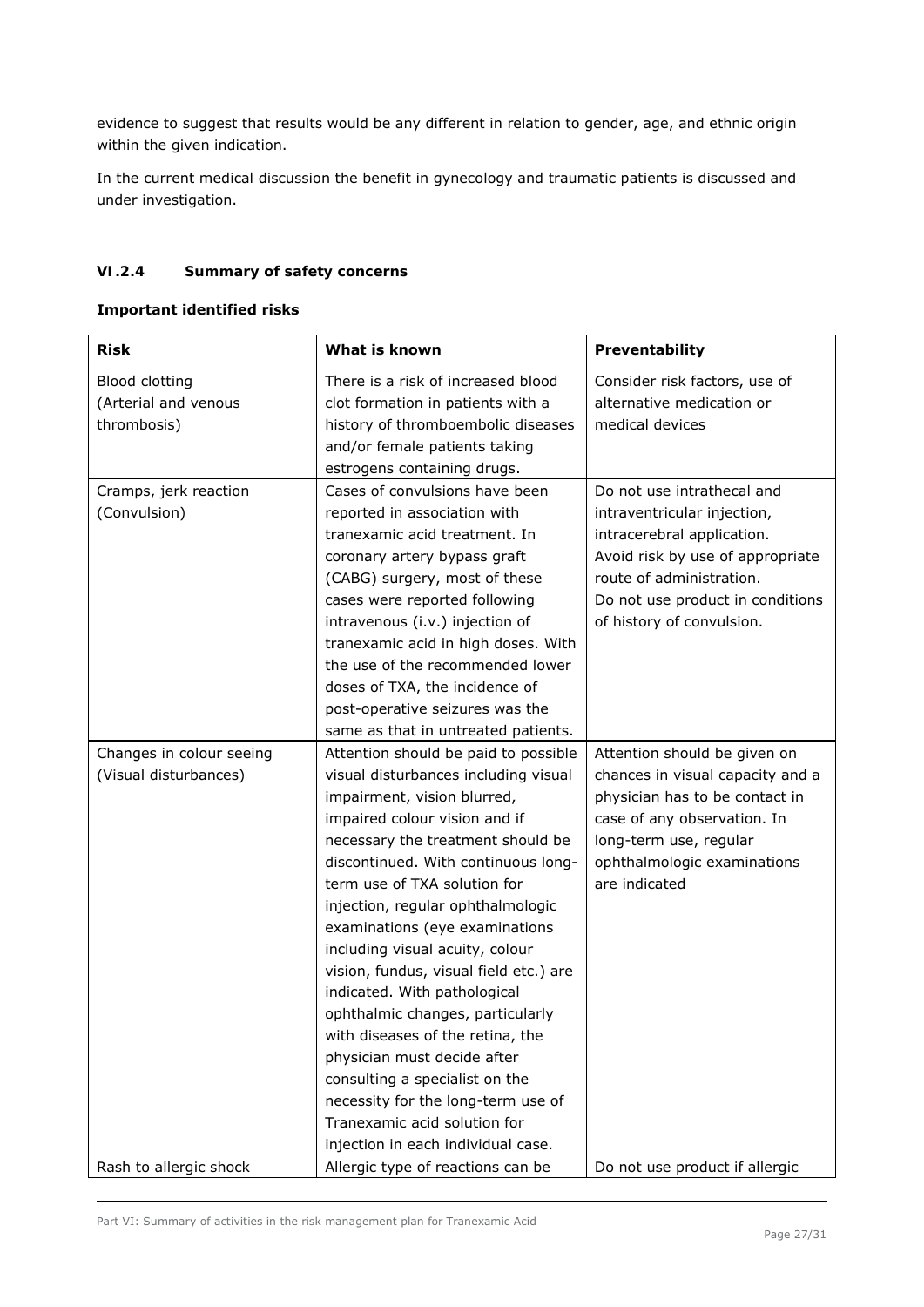evidence to suggest that results would be any different in relation to gender, age, and ethnic origin within the given indication.

In the current medical discussion the benefit in gynecology and traumatic patients is discussed and under investigation.

### VI.2.4 Summary of safety concerns

**Important identified risks**

| Risk | What is known | Preventability |
| --- | --- | --- |
| Blood clotting (Arterial and venous thrombosis) | There is a risk of increased blood clot formation in patients with a history of thromboembolic diseases and/or female patients taking estrogens containing drugs. | Consider risk factors, use of alternative medication or medical devices |
| Cramps, jerk reaction (Convulsion) | Cases of convulsions have been reported in association with tranexamic acid treatment. In coronary artery bypass graft (CABG) surgery, most of these cases were reported following intravenous (i.v.) injection of tranexamic acid in high doses. With the use of the recommended lower doses of TXA, the incidence of post-operative seizures was the same as that in untreated patients. | Do not use intrathecal and intraventricular injection, intracerebral application. Avoid risk by use of appropriate route of administration. Do not use product in conditions of history of convulsion. |
| Changes in colour seeing (Visual disturbances) | Attention should be paid to possible visual disturbances including visual impairment, vision blurred, impaired colour vision and if necessary the treatment should be discontinued. With continuous long-term use of TXA solution for injection, regular ophthalmologic examinations (eye examinations including visual acuity, colour vision, fundus, visual field etc.) are indicated. With pathological ophthalmic changes, particularly with diseases of the retina, the physician must decide after consulting a specialist on the necessity for the long-term use of Tranexamic acid solution for injection in each individual case. | Attention should be given on chances in visual capacity and a physician has to be contact in case of any observation. In long-term use, regular ophthalmologic examinations are indicated |
| Rash to allergic shock | Allergic type of reactions can be | Do not use product if allergic |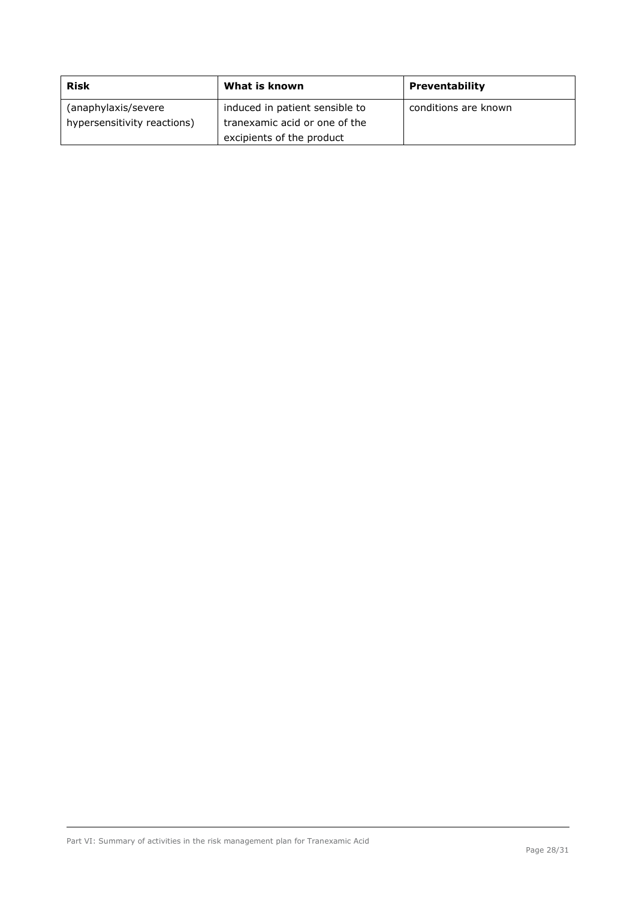| Risk | What is known | Preventability |
| --- | --- | --- |
| (anaphylaxis/severe hypersensitivity reactions) | induced in patient sensible to tranexamic acid or one of the excipients of the product | conditions are known |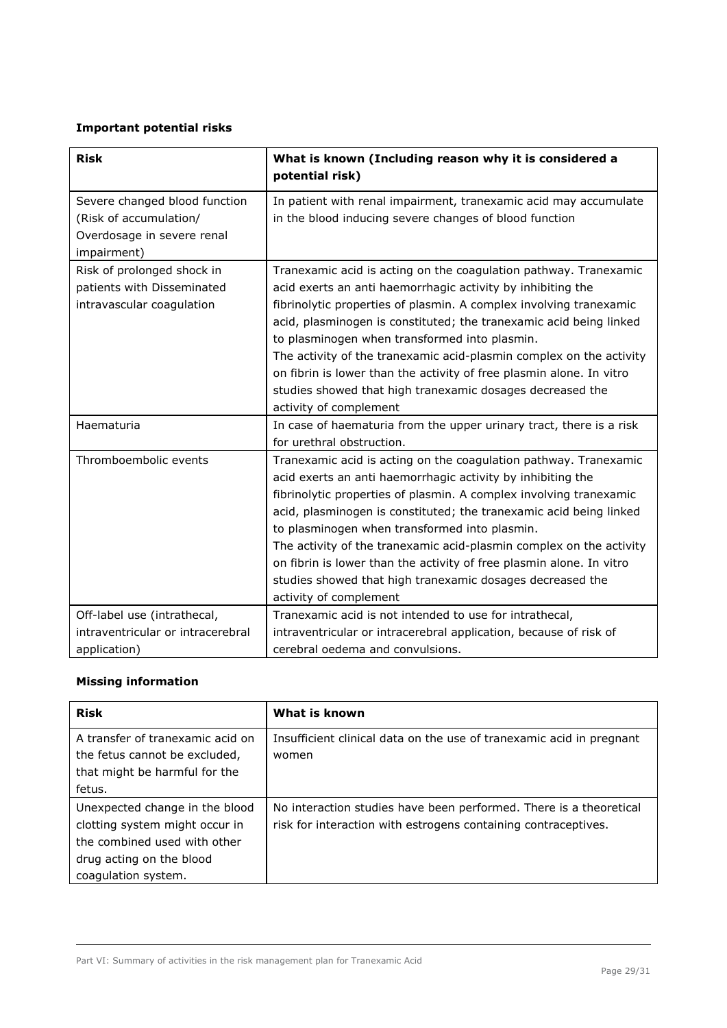**Important potential risks**

| Risk | What is known (Including reason why it is considered a potential risk) |
|---|---|
| Severe changed blood function (Risk of accumulation/ Overdosage in severe renal impairment) | In patient with renal impairment, tranexamic acid may accumulate in the blood inducing severe changes of blood function |
| Risk of prolonged shock in patients with Disseminated intravascular coagulation | Tranexamic acid is acting on the coagulation pathway. Tranexamic acid exerts an anti haemorrhagic activity by inhibiting the fibrinolytic properties of plasmin. A complex involving tranexamic acid, plasminogen is constituted; the tranexamic acid being linked to plasminogen when transformed into plasmin.<br>The activity of the tranexamic acid-plasmin complex on the activity on fibrin is lower than the activity of free plasmin alone. In vitro studies showed that high tranexamic dosages decreased the activity of complement |
| Haematuria | In case of haematuria from the upper urinary tract, there is a risk for urethral obstruction. |
| Thromboembolic events | Tranexamic acid is acting on the coagulation pathway. Tranexamic acid exerts an anti haemorrhagic activity by inhibiting the fibrinolytic properties of plasmin. A complex involving tranexamic acid, plasminogen is constituted; the tranexamic acid being linked to plasminogen when transformed into plasmin.<br>The activity of the tranexamic acid-plasmin complex on the activity on fibrin is lower than the activity of free plasmin alone. In vitro studies showed that high tranexamic dosages decreased the activity of complement |
| Off-label use (intrathecal, intraventricular or intracerebral application) | Tranexamic acid is not intended to use for intrathecal, intraventricular or intracerebral application, because of risk of cerebral oedema and convulsions. |

**Missing information**

| Risk | What is known |
|---|---|
| A transfer of tranexamic acid on the fetus cannot be excluded, that might be harmful for the fetus. | Insufficient clinical data on the use of tranexamic acid in pregnant women |
| Unexpected change in the blood clotting system might occur in the combined used with other drug acting on the blood coagulation system. | No interaction studies have been performed. There is a theoretical risk for interaction with estrogens containing contraceptives. |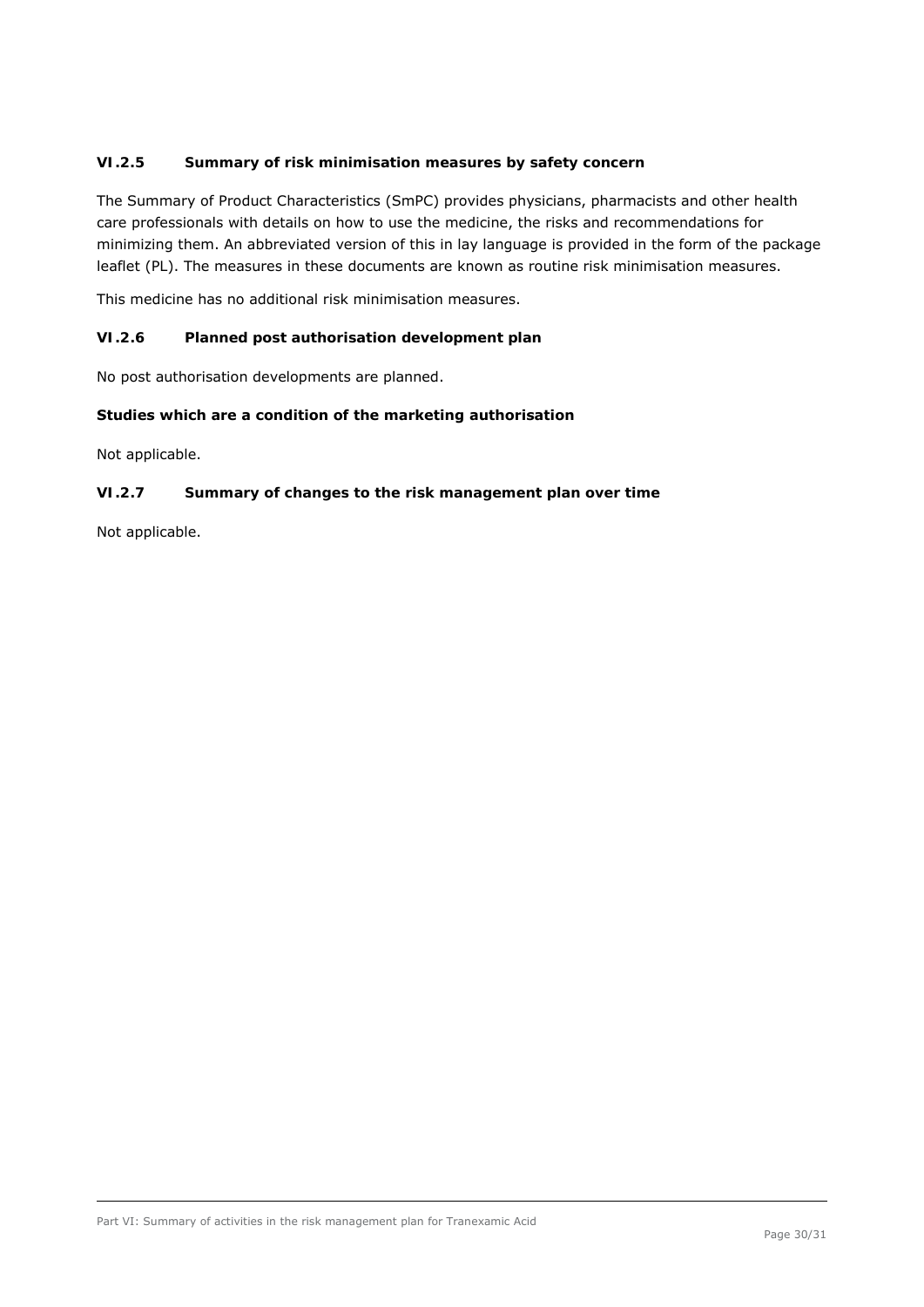### VI.2.5 Summary of risk minimisation measures by safety concern

The Summary of Product Characteristics (SmPC) provides physicians, pharmacists and other health care professionals with details on how to use the medicine, the risks and recommendations for minimizing them. An abbreviated version of this in lay language is provided in the form of the package leaflet (PL). The measures in these documents are known as routine risk minimisation measures.

This medicine has no additional risk minimisation measures.

### VI.2.6 Planned post authorisation development plan

No post authorisation developments are planned.

**Studies which are a condition of the marketing authorisation**

Not applicable.

### VI.2.7 Summary of changes to the risk management plan over time

Not applicable.